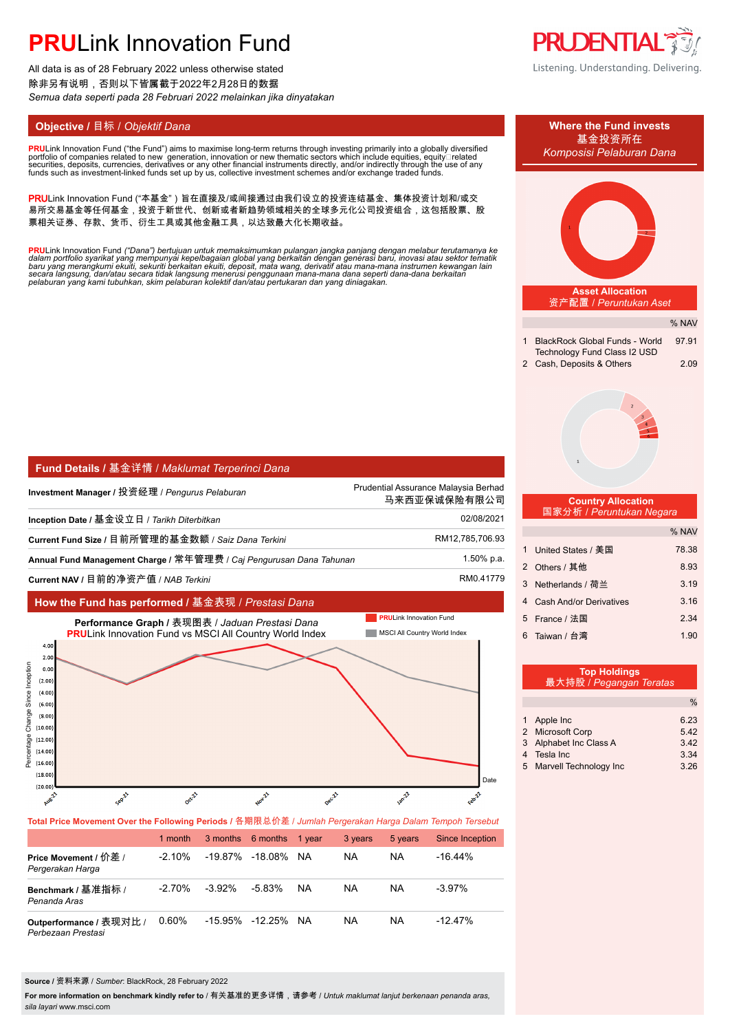# PRULink Innovation Fund

All data is as of 28 February 2022 unless otherwise stated
除非另有说明，否则以下皆属截于2022年2月28日的数据
*Semua data seperti pada 28 Februari 2022 melainkan jika dinyatakan*

Listening. Understanding. Delivering.

## Objective / 目标 / *Objektif Dana*

**PRU**Link Innovation Fund ("the Fund") aims to maximise long-term returns through investing primarily into a globally diversified portfolio of companies related to new generation, innovation or new thematic sectors which include equities, equity related securities, deposits, currencies, derivatives or any other financial instruments directly, and/or indirectly through the use of any funds such as investment-linked funds set up by us, collective investment schemes and/or exchange traded funds.

**PRU**Link Innovation Fund ("本基金" ) 旨在直接及/或间接通过由我们设立的投资连结基金、集体投资计划和/或交易所交易基金等任何基金，投资于新世代、创新或者新趋势领域相关的全球多元化公司投资组合，这包括股票、股票相关证券、存款、货币、衍生工具或其他金融工具，以达致最大化长期收益。

***PRU**Link Innovation Fund ("Dana") bertujuan untuk memaksimumkan pulangan jangka panjang dengan melabur terutamanya ke dalam portfolio syarikat yang mempunyai kepelbagaian global yang berkaitan dengan generasi baru, inovasi atau sektor tematik baru yang merangkumi ekuiti, sekuriti berkaitan ekuiti, deposit, mata wang, derivatif atau mana-mana instrumen kewangan lain secara langsung, dan/atau secara tidak langsung menerusi penggunaan mana-mana dana seperti dana-dana berkaitan pelaburan yang kami tubuhkan, skim pelaburan kolektif dan/atau pertukaran dan yang diniagakan.*

## Fund Details / 基金详情 / *Maklumat Terperinci Dana*

| | |
|---|---|
| **Investment Manager** / 投资经理 / *Pengurus Pelaburan* | Prudential Assurance Malaysia Berhad 马来西亚保诚保险有限公司 |
| **Inception Date** / 基金设立日 / *Tarikh Diterbitkan* | 02/08/2021 |
| **Current Fund Size** / 目前所管理的基金数额 / *Saiz Dana Terkini* | RM12,785,706.93 |
| **Annual Fund Management Charge** / 常年管理费 / *Caj Pengurusan Dana Tahunan* | 1.50% p.a. |
| **Current NAV** / 目前的净资产值 / *NAB Terkini* | RM0.41779 |

## How the Fund has performed / 基金表现 / *Prestasi Dana*

**Performance Graph** / 表现图表 / *Jaduan Prestasi Dana*
**PRU**Link Innovation Fund vs MSCI All Country World Index

**Total Price Movement Over the Following Periods** / 各期限总价差 / *Jumlah Pergerakan Harga Dalam Tempoh Tersebut*

| | 1 month | 3 months | 6 months | 1 year | 3 years | 5 years | Since Inception |
|---|---|---|---|---|---|---|---|
| **Price Movement** / 价差 / *Pergerakan Harga* | -2.10% | -19.87% | -18.08% | NA | NA | NA | -16.44% |
| **Benchmark** / 基准指标 / *Penanda Aras* | -2.70% | -3.92% | -5.83% | NA | NA | NA | -3.97% |
| **Outperformance** / 表现对比 / *Perbezaan Prestasi* | 0.60% | -15.95% | -12.25% | NA | NA | NA | -12.47% |

**Source** / 资料来源 / *Sumber*: BlackRock, 28 February 2022

**For more information on benchmark kindly refer to** / 有关基准的更多详情，请参考 / *Untuk maklumat lanjut berkenaan penanda aras, sila layari* www.msci.com

## Where the Fund invests / 基金投资所在 / *Komposisi Pelaburan Dana*

### Asset Allocation / 资产配置 / *Peruntukan Aset*

| | | % NAV |
|---|---|---|
| 1 | BlackRock Global Funds - World Technology Fund Class I2 USD | 97.91 |
| 2 | Cash, Deposits & Others | 2.09 |

### Country Allocation / 国家分析 / *Peruntukan Negara*

| | | % NAV |
|---|---|---|
| 1 | United States / 美国 | 78.38 |
| 2 | Others / 其他 | 8.93 |
| 3 | Netherlands / 荷兰 | 3.19 |
| 4 | Cash And/or Derivatives | 3.16 |
| 5 | France / 法国 | 2.34 |
| 6 | Taiwan / 台湾 | 1.90 |

### Top Holdings / 最大持股 / *Pegangan Teratas*

| | | % |
|---|---|---|
| 1 | Apple Inc | 6.23 |
| 2 | Microsoft Corp | 5.42 |
| 3 | Alphabet Inc Class A | 3.42 |
| 4 | Tesla Inc | 3.34 |
| 5 | Marvell Technology Inc | 3.26 |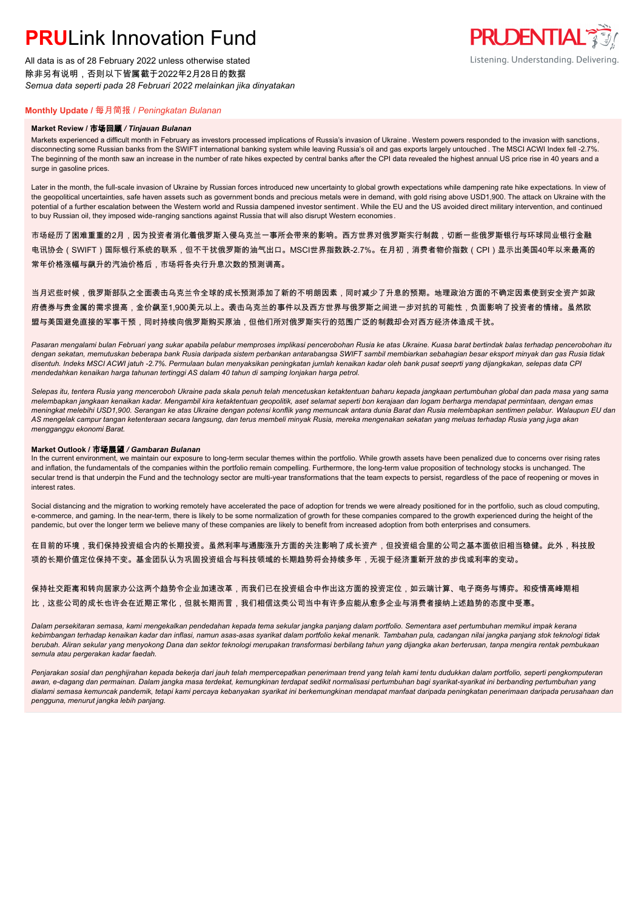# **PRU**Link Innovation Fund

All data is as of 28 February 2022 unless otherwise stated
除非另有说明，否则以下皆属截于2022年2月28日的数据
*Semua data seperti pada 28 Februari 2022 melainkan jika dinyatakan*

## **Monthly Update** / 每月简报 / *Peningkatan Bulanan*

### **Market Review / 市场回顾 / *Tinjauan Bulanan***

Markets experienced a difficult month in February as investors processed implications of Russia's invasion of Ukraine. Western powers responded to the invasion with sanctions, disconnecting some Russian banks from the SWIFT international banking system while leaving Russia's oil and gas exports largely untouched. The MSCI ACWI Index fell -2.7%. The beginning of the month saw an increase in the number of rate hikes expected by central banks after the CPI data revealed the highest annual US price rise in 40 years and a surge in gasoline prices.

Later in the month, the full-scale invasion of Ukraine by Russian forces introduced new uncertainty to global growth expectations while dampening rate hike expectations. In view of the geopolitical uncertainties, safe haven assets such as government bonds and precious metals were in demand, with gold rising above USD1,900. The attack on Ukraine with the potential of a further escalation between the Western world and Russia dampened investor sentiment. While the EU and the US avoided direct military intervention, and continued to buy Russian oil, they imposed wide-ranging sanctions against Russia that will also disrupt Western economies.

市场经历了困难重重的2月，因为投资者消化着俄罗斯入侵乌克兰一事所会带来的影响。西方世界对俄罗斯实行制裁，切断一些俄罗斯银行与环球同业银行金融电讯协会（SWIFT）国际银行系统的联系，但不干扰俄罗斯的油气出口。MSCI世界指数跌-2.7%。在月初，消费者物价指数（CPI）显示出美国40年以来最高的常年价格涨幅与飙升的汽油价格后，市场将各央行升息次数的预测调高。

当月迟些时候，俄罗斯部队之全面袭击乌克兰令全球的成长预测添加了新的不明朗因素，同时减少了升息的预期。地理政治方面的不确定因素使到安全资产如政府债券与贵金属的需求提高，金价飙至1,900美元以上。袭击乌克兰的事件以及西方世界与俄罗斯之间进一步对抗的可能性，负面影响了投资者的情绪。虽然欧盟与美国避免直接的军事干预，同时持续向俄罗斯购买原油，但他们所对俄罗斯实行的范围广泛的制裁却会对西方经济体造成干扰。

*Pasaran mengalami bulan Februari yang sukar apabila pelabur memproses implikasi pencerobohan Rusia ke atas Ukraine. Kuasa barat bertindak balas terhadap pencerobohan itu dengan sekatan, memutuskan beberapa bank Rusia daripada sistem perbankan antarabangsa SWIFT sambil membiarkan sebahagian besar eksport minyak dan gas Rusia tidak disentuh. Indeks MSCI ACWI jatuh -2.7%. Permulaan bulan menyaksikan peningkatan jumlah kenaikan kadar oleh bank pusat seeprti yang dijangkakan, selepas data CPI mendedahkan kenaikan harga tahunan tertinggi AS dalam 40 tahun di samping lonjakan harga petrol.*

*Selepas itu, tentera Rusia yang menceroboh Ukraine pada skala penuh telah mencetuskan ketaktentuan baharu kepada jangkaan pertumbuhan global dan pada masa yang sama melembapkan jangkaan kenaikan kadar. Mengambil kira ketaktentuan geopolitik, aset selamat seperti bon kerajaan dan logam berharga mendapat permintaan, dengan emas meningkat melebihi USD1,900. Serangan ke atas Ukraine dengan potensi konflik yang memuncak antara dunia Barat dan Rusia melembapkan sentimen pelabur. Walaupun EU dan AS mengelak campur tangan ketenteraan secara langsung, dan terus membeli minyak Rusia, mereka mengenakan sekatan yang meluas terhadap Rusia yang juga akan mengganggu ekonomi Barat.*

### **Market Outlook / 市场展望 / *Gambaran Bulanan***

In the current environment, we maintain our exposure to long-term secular themes within the portfolio. While growth assets have been penalized due to concerns over rising rates and inflation, the fundamentals of the companies within the portfolio remain compelling. Furthermore, the long-term value proposition of technology stocks is unchanged. The secular trend is that underpin the Fund and the technology sector are multi-year transformations that the team expects to persist, regardless of the pace of reopening or moves in interest rates.

Social distancing and the migration to working remotely have accelerated the pace of adoption for trends we were already positioned for in the portfolio, such as cloud computing, e-commerce, and gaming. In the near-term, there is likely to be some normalization of growth for these companies compared to the growth experienced during the height of the pandemic, but over the longer term we believe many of these companies are likely to benefit from increased adoption from both enterprises and consumers.

在目前的环境，我们保持投资组合内的长期投资。虽然利率与通膨涨升方面的关注影响了成长资产，但投资组合里的公司之基本面依旧相当稳健。此外，科技股项的长期价值定位保持不变。基金团队认为巩固投资组合与科技领域的长期趋势将会持续多年，无视于经济重新开放的步伐或利率的变动。

保持社交距离和转向居家办公这两个趋势令企业加速改革，而我们已在投资组合中作出这方面的投资定位，如云端计算、电子商务与博弈。和疫情高峰期相比，这些公司的成长也许会在近期正常化，但就长期而言，我们相信这类公司当中有许多应能从愈多企业与消费者接纳上述趋势的态度中受惠。

*Dalam persekitaran semasa, kami mengekalkan pendedahan kepada tema sekular jangka panjang dalam portfolio. Sementara aset pertumbuhan memikul impak kerana kebimbangan terhadap kenaikan kadar dan inflasi, namun asas-asas syarikat dalam portfolio kekal menarik. Tambahan pula, cadangan nilai jangka panjang stok teknologi tidak berubah. Aliran sekular yang menyokong Dana dan sektor teknologi merupakan transformasi berbilang tahun yang dijangka akan berterusan, tanpa mengira rentak pembukaan semula atau pergerakan kadar faedah.*

*Penjarakan sosial dan penghijrahan kepada bekerja dari jauh telah mempercepatkan penerimaan trend yang telah kami tentu dudukkan dalam portfolio, seperti pengkomputeran awan, e-dagang dan permainan. Dalam jangka masa terdekat, kemungkinan terdapat sedikit normalisasi pertumbuhan bagi syarikat-syarikat ini berbanding pertumbuhan yang dialami semasa kemuncak pandemik, tetapi kami percaya kebanyakan syarikat ini berkemungkinan mendapat manfaat daripada peningkatan penerimaan daripada perusahaan dan pengguna, menurut jangka lebih panjang.*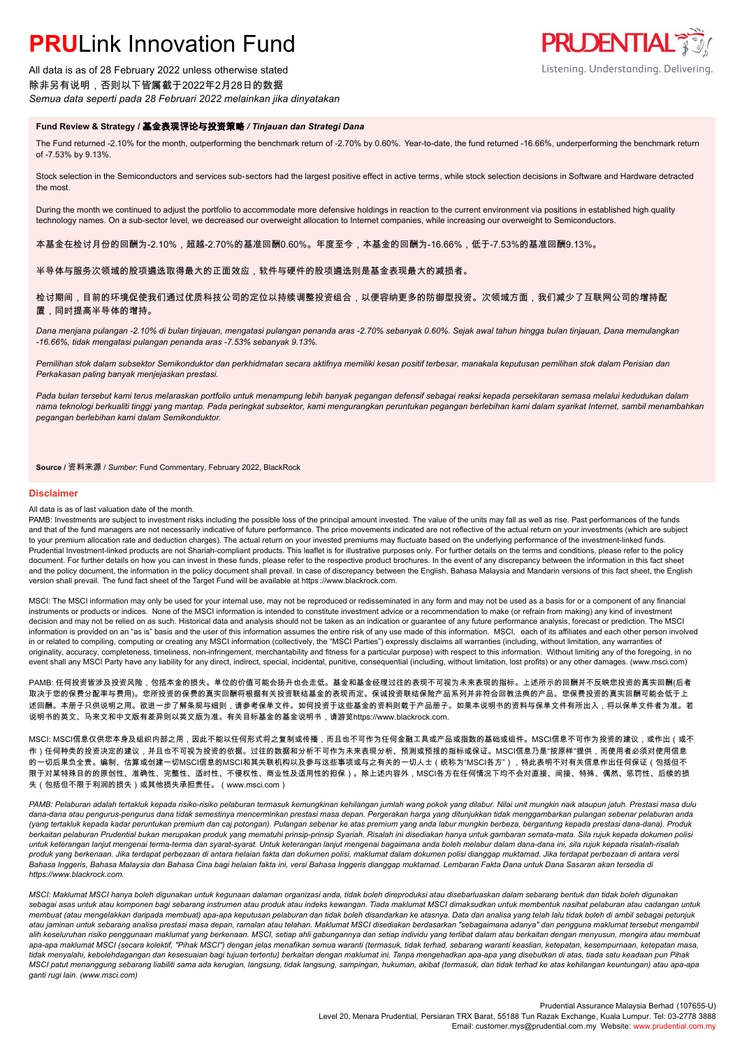# **PRU**Link Innovation Fund

All data is as of 28 February 2022 unless otherwise stated
除非另有说明，否则以下皆属截于2022年2月28日的数据
*Semua data seperti pada 28 Februari 2022 melainkan jika dinyatakan*

Listening. Understanding. Delivering.

### Fund Review & Strategy / 基金表现评论与投资策略 / *Tinjauan dan Strategi Dana*

The Fund returned -2.10% for the month, outperforming the benchmark return of -2.70% by 0.60%. Year-to-date, the fund returned -16.66%, underperforming the benchmark return of -7.53% by 9.13%.

Stock selection in the Semiconductors and services sub-sectors had the largest positive effect in active terms, while stock selection decisions in Software and Hardware detracted the most.

During the month we continued to adjust the portfolio to accommodate more defensive holdings in reaction to the current environment via positions in established high quality technology names. On a sub-sector level, we decreased our overweight allocation to Internet companies, while increasing our overweight to Semiconductors.

本基金在检讨月份的回酬为-2.10%，超越-2.70%的基准回酬0.60%。年度至今，本基金的回酬为-16.66%，低于-7.53%的基准回酬9.13%。

半导体与服务次领域的股项遴选取得最大的正面效应，软件与硬件的股项遴选则是基金表现最大的减损者。

检讨期间，目前的环境促使我们通过优质科技公司的定位以持续调整投资组合，以便容纳更多的防御型投资。次领域方面，我们减少了互联网公司的增持配置，同时提高半导体的增持。

*Dana menjana pulangan -2.10% di bulan tinjauan, mengatasi pulangan penanda aras -2.70% sebanyak 0.60%. Sejak awal tahun hingga bulan tinjauan, Dana memulangkan -16.66%, tidak mengatasi pulangan penanda aras -7.53% sebanyak 9.13%.*

*Pemilihan stok dalam subsektor Semikonduktor dan perkhidmatan secara aktifnya memiliki kesan positif terbesar, manakala keputusan pemilihan stok dalam Perisian dan Perkakasan paling banyak menjejaskan prestasi.*

*Pada bulan tersebut kami terus melaraskan portfolio untuk menampung lebih banyak pegangan defensif sebagai reaksi kepada persekitaran semasa melalui kedudukan dalam nama teknologi berkualiti tinggi yang mantap. Pada peringkat subsektor, kami mengurangkan peruntukan pegangan berlebihan kami dalam syarikat Internet, sambil menambahkan pegangan berlebihan kami dalam Semikonduktor.*

**Source** / 资料来源 / *Sumber*: Fund Commentary, February 2022, BlackRock

## Disclaimer

All data is as of last valuation date of the month.
PAMB: Investments are subject to investment risks including the possible loss of the principal amount invested. The value of the units may fall as well as rise. Past performances of the funds and that of the fund managers are not necessarily indicative of future performance. The price movements indicated are not reflective of the actual return on your investments (which are subject to your premium allocation rate and deduction charges). The actual return on your invested premiums may fluctuate based on the underlying performance of the investment-linked funds. Prudential Investment-linked products are not Shariah-compliant products. This leaflet is for illustrative purposes only. For further details on the terms and conditions, please refer to the policy document. For further details on how you can invest in these funds, please refer to the respective product brochures. In the event of any discrepancy between the information in this fact sheet and the policy document, the information in the policy document shall prevail. In case of discrepancy between the English, Bahasa Malaysia and Mandarin versions of this fact sheet, the English version shall prevail. The fund fact sheet of the Target Fund will be available at https ://www.blackrock.com.

MSCI: The MSCI information may only be used for your internal use, may not be reproduced or redisseminated in any form and may not be used as a basis for or a component of any financial instruments or products or indices. None of the MSCI information is intended to constitute investment advice or a recommendation to make (or refrain from making) any kind of investment decision and may not be relied on as such. Historical data and analysis should not be taken as an indication or guarantee of any future performance analysis, forecast or prediction. The MSCI information is provided on an "as is" basis and the user of this information assumes the entire risk of any use made of this information. MSCI, each of its affiliates and each other person involved in or related to compiling, computing or creating any MSCI information (collectively, the "MSCI Parties") expressly disclaims all warranties (including, without limitation, any warranties of originality, accuracy, completeness, timeliness, non-infringement, merchantability and fitness for a particular purpose) with respect to this information. Without limiting any of the foregoing, in no event shall any MSCI Party have any liability for any direct, indirect, special, incidental, punitive, consequential (including, without limitation, lost profits) or any other damages. (www.msci.com)

PAMB: 任何投资皆涉及投资风险，包括本金的损失。单位的价值可能会扬升也会走低。基金和基金经理过往的表现不可视为未来表现的指标。上述所示的回酬并不反映您投资的真实回酬(后者取决于您的保费分配率与费用)。您所投资的保费的真实回酬将根据有关投资联结基金的表现而定。保诚投资联结保险产品系列并非符合回教法典的产品。您保费投资的真实回酬可能会低于上述回酬。本册子只供说明之用。欲进一步了解条规与细则，请参考保单文件。如何投资于这些基金的资料则载于产品册子。如果本说明书的资料与保单文件有所出入，将以保单文件者为准。若说明书的英文、马来文和中文版有差异则以英文版为准。有关目标基金的基金说明书，请游览https://www.blackrock.com.

MSCI: MSCI信息仅供您本身及组织内部之用，因此不能以任何形式将之复制或传播，而且也不可作为任何金融工具或产品或指数的基础或组件。MSCI信息不可作为投资的建议，或作出（或不作）任何种类的投资决定的建议，并且也不可作为投资的依据。过往的数据和分析不可作为未来表现分析、预测或预报的指标或保证。MSCI信息乃是"按原样"提供，而使用者必须对使用信息的一切后果负全责。编制、估算或创建一切MSCI信息的MSCI和其关联机构以及参与这些事项或与之有关的一切人士（统称为"MSCI各方"），特此表明不对有关信息作出任何保证（包括但不限于对某特殊目的的原创性、准确性、完整性、适时性、不侵权性、商业性及适用性的担保）。除上述内容外，MSCI各方在任何情况下均不会对直接、间接、特殊、偶然、惩罚性、后续的损失（包括但不限于利润的损失）或其他损失承担责任。（www.msci.com）

*PAMB: Pelaburan adalah tertakluk kepada risiko-risiko pelaburan termasuk kemungkinan kehilangan jumlah wang pokok yang dilabur. Nilai unit mungkin naik ataupun jatuh. Prestasi masa dulu dana-dana atau pengurus-pengurus dana tidak semestinya mencerminkan prestasi masa depan. Pergerakan harga yang ditunjukkan tidak menggambarkan pulangan sebenar pelaburan anda (yang tertakluk kepada kadar peruntukan premium dan caj potongan). Pulangan sebenar ke atas premium yang anda labur mungkin berbeza, bergantung kepada prestasi dana-dana). Produk berkaitan pelaburan Prudential bukan merupakan produk yang mematuhi prinsip-prinsip Syariah. Risalah ini disediakan hanya untuk gambaran semata-mata. Sila rujuk kepada dokumen polisi untuk keterangan lanjut mengenai terma-terma dan syarat-syarat. Untuk keterangan lanjut mengenai bagaimana anda boleh melabur dalam dana-dana ini, sila rujuk kepada risalah-risalah produk yang berkenaan. Jika terdapat perbezaan di antara helaian fakta dan dokumen polisi, maklumat dalam dokumen polisi dianggap muktamad. Jika terdapat perbezaan di antara versi Bahasa Inggeris, Bahasa Malaysia dan Bahasa Cina bagi helaian fakta ini, versi Bahasa Inggeris dianggap muktamad. Lembaran Fakta Dana untuk Dana Sasaran akan tersedia di https://www.blackrock.com.*

*MSCI: Maklumat MSCI hanya boleh digunakan untuk kegunaan dalaman organizasi anda, tidak boleh direproduksi atau disebarluaskan dalam sebarang bentuk dan tidak boleh digunakan sebagai asas untuk atau komponen bagi sebarang instrumen atau produk atau indeks kewangan. Tiada maklumat MSCI dimaksudkan untuk membentuk nasihat pelaburan atau cadangan untuk membuat (atau mengelakkan daripada membuat) apa-apa keputusan pelaburan dan tidak boleh disandarkan ke atasnya. Data dan analisa yang telah lalu tidak boleh di ambil sebagai petunjuk atau jaminan untuk sebarang analisa prestasi masa depan, ramalan atau telahan. Maklumat MSCI disediakan berdasarkan "sebagaimana adanya" dan pengguna maklumat tersebut mengambil alih keseluruhan risiko penggunaan maklumat yang berkenaan. MSCI, setiap ahli gabungannya dan setiap individu yang terlibat dalam atau berkaitan dengan menyusun, mengira atau membuat apa-apa maklumat MSCI (secara kolektif, "Pihak MSCI") dengan jelas menafikan semua waranti (termasuk, tidak terhad, sebarang waranti keaslian, ketepatan, kesempurnaan, ketepatan masa, tidak menyalahi, kebolehdagangan dan kesesuaian bagi tujuan tertentu) berkaitan dengan maklumat ini. Tanpa mengehadkan apa-apa yang disebutkan di atas, tiada satu keadaan pun Pihak MSCI patut menanggung sebarang liabiliti sama ada kerugian, langsung, tidak langsung, sampingan, hukuman, akibat (termasuk, dan tidak terhad ke atas kehilangan keuntungan) atau apa-apa ganti rugi lain. (www.msci.com)*

Prudential Assurance Malaysia Berhad (107655-U)
Level 20, Menara Prudential, Persiaran TRX Barat, 55188 Tun Razak Exchange, Kuala Lumpur. Tel: 03-2778 3888
Email: customer.mys@prudential.com.my Website: www.prudential.com.my